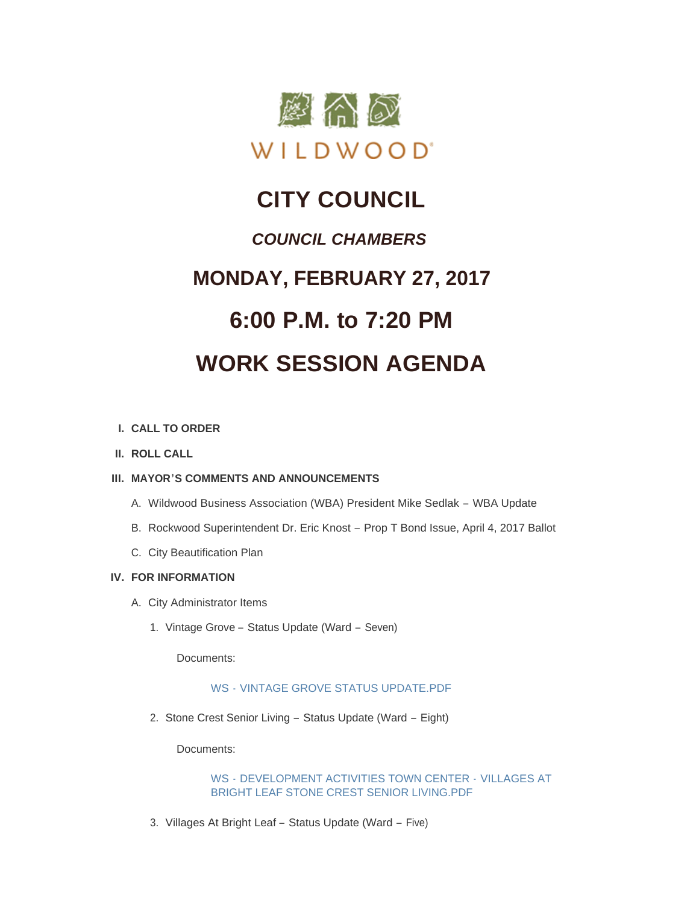WILDWOOD

# CITY COUNCIL

## *COUNCIL CHAMBERS*

## MONDAY, FEBRUARY 27, 2017

## 6:00 P.M. to 7:20 PM

## WORK SESSION AGENDA

I. **CALL TO ORDER**

II. **ROLL CALL**

III. **MAYOR'S COMMENTS AND ANNOUNCEMENTS**

   A. Wildwood Business Association (WBA) President Mike Sedlak – WBA Update

   B. Rockwood Superintendent Dr. Eric Knost – Prop T Bond Issue, April 4, 2017 Ballot

   C. City Beautification Plan

IV. **FOR INFORMATION**

   A. City Administrator Items

      1. Vintage Grove – Status Update (Ward – Seven)

         Documents:

         WS - VINTAGE GROVE STATUS UPDATE.PDF

      2. Stone Crest Senior Living – Status Update (Ward – Eight)

         Documents:

         WS - DEVELOPMENT ACTIVITIES TOWN CENTER - VILLAGES AT BRIGHT LEAF STONE CREST SENIOR LIVING.PDF

      3. Villages At Bright Leaf – Status Update (Ward – Five)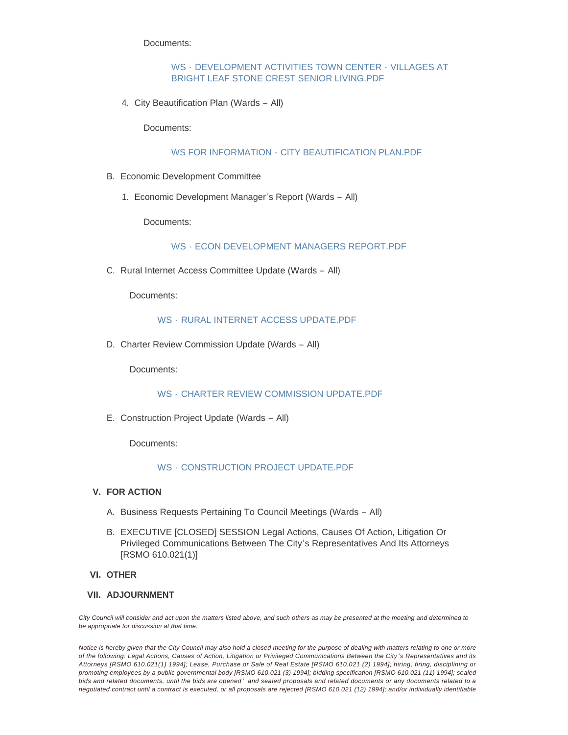Documents:

WS - DEVELOPMENT ACTIVITIES TOWN CENTER - VILLAGES AT BRIGHT LEAF STONE CREST SENIOR LIVING.PDF

4. City Beautification Plan (Wards – All)

Documents:

WS FOR INFORMATION - CITY BEAUTIFICATION PLAN.PDF

B. Economic Development Committee

1. Economic Development Manager's Report (Wards – All)

Documents:

WS - ECON DEVELOPMENT MANAGERS REPORT.PDF

C. Rural Internet Access Committee Update (Wards – All)

Documents:

WS - RURAL INTERNET ACCESS UPDATE.PDF

D. Charter Review Commission Update (Wards – All)

Documents:

WS - CHARTER REVIEW COMMISSION UPDATE.PDF

E. Construction Project Update (Wards – All)

Documents:

WS - CONSTRUCTION PROJECT UPDATE.PDF

## V. FOR ACTION

A. Business Requests Pertaining To Council Meetings (Wards – All)

B. EXECUTIVE [CLOSED] SESSION Legal Actions, Causes Of Action, Litigation Or Privileged Communications Between The City's Representatives And Its Attorneys [RSMO 610.021(1)]

## VI. OTHER

## VII. ADJOURNMENT

*City Council will consider and act upon the matters listed above, and such others as may be presented at the meeting and determined to be appropriate for discussion at that time.*

*Notice is hereby given that the City Council may also hold a closed meeting for the purpose of dealing with matters relating to one or more of the following: Legal Actions, Causes of Action, Litigation or Privileged Communications Between the City's Representatives and its Attorneys [RSMO 610.021(1) 1994]; Lease, Purchase or Sale of Real Estate [RSMO 610.021 (2) 1994]; hiring, firing, disciplining or promoting employees by a public governmental body [RSMO 610.021 (3) 1994]; bidding specification [RSMO 610.021 (11) 1994]; sealed bids and related documents, until the bids are opened' and sealed proposals and related documents or any documents related to a negotiated contract until a contract is executed, or all proposals are rejected [RSMO 610.021 (12) 1994]; and/or individually identifiable*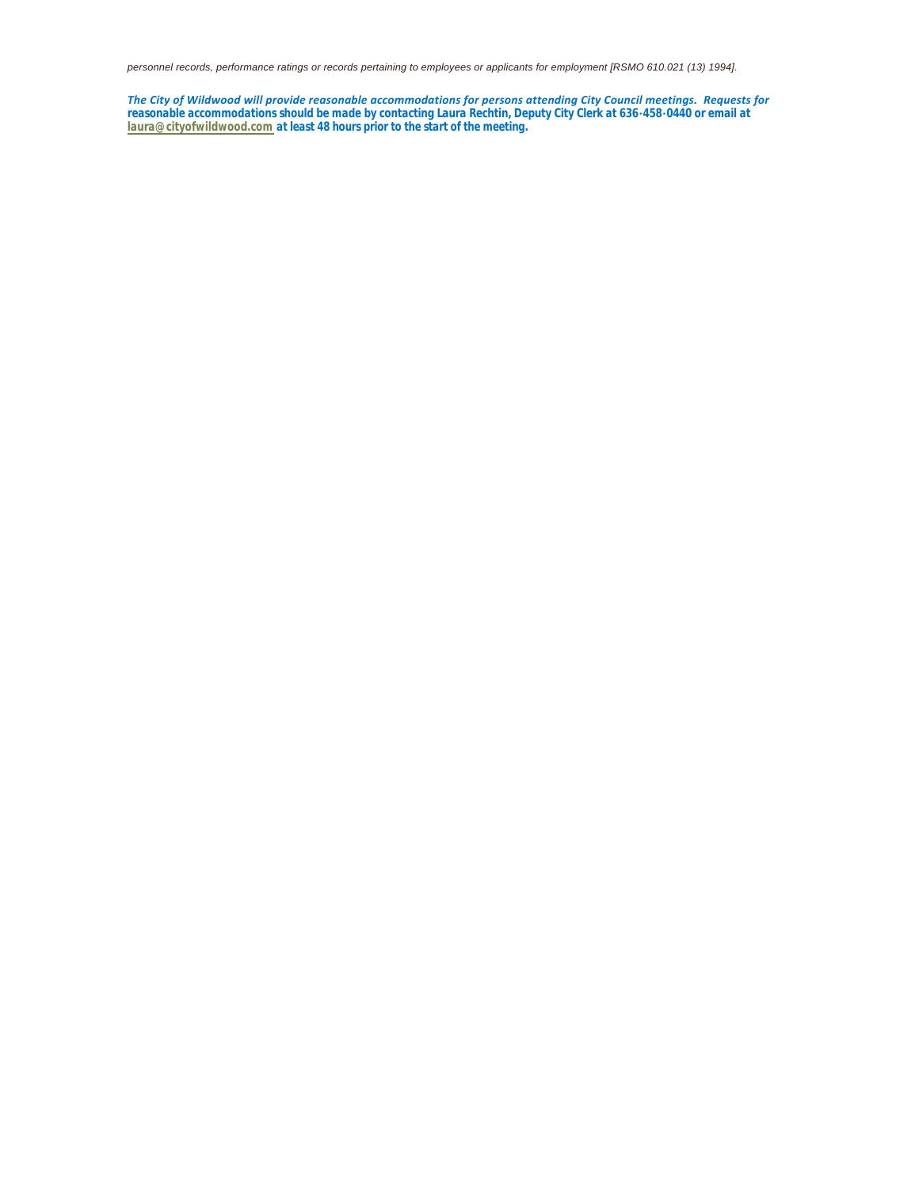*personnel records, performance ratings or records pertaining to employees or applicants for employment [RSMO 610.021 (13) 1994].*

***The City of Wildwood will provide reasonable accommodations for persons attending City Council meetings. Requests for*** **reasonable accommodations should be made by contacting Laura Rechtin, Deputy City Clerk at 636-458-0440 or email at laura@cityofwildwood.com at least 48 hours prior to the start of the meeting.**